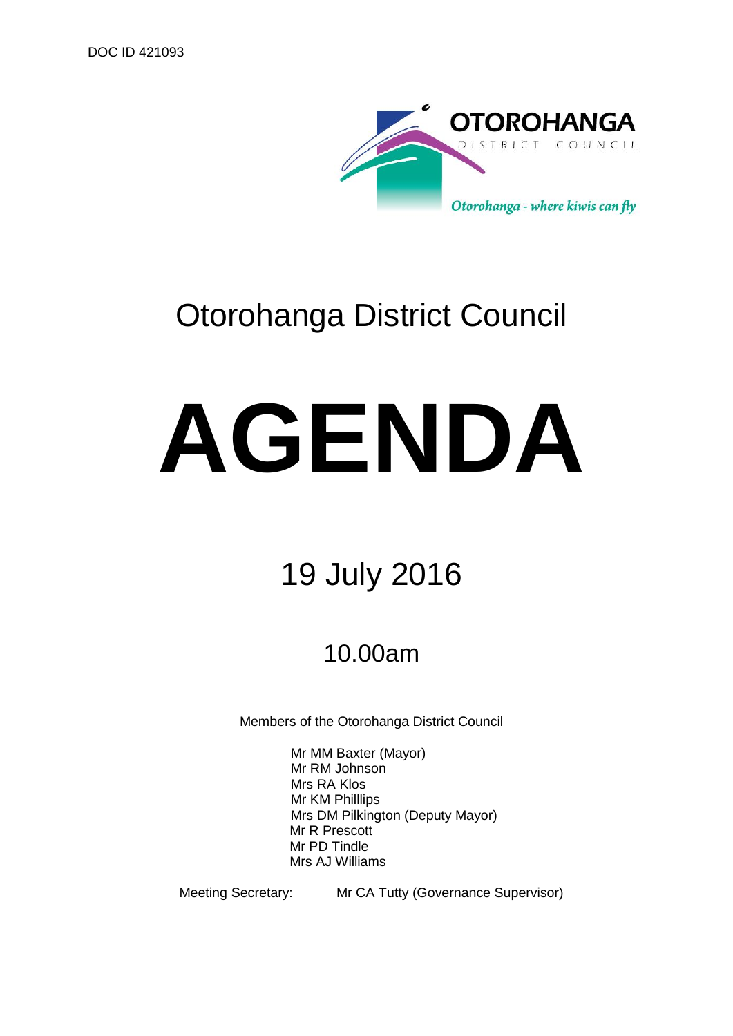DOC ID 421093

OTOROHANGA DISTRICT COUNCIL

*Otorohanga - where kiwis can fly*

# Otorohanga District Council

# AGENDA

## 19 July 2016

### 10.00am

Members of the Otorohanga District Council

Mr MM Baxter (Mayor)
Mr RM Johnson
Mrs RA Klos
Mr KM Philllips
Mrs DM Pilkington (Deputy Mayor)
Mr R Prescott
Mr PD Tindle
Mrs AJ Williams

Meeting Secretary: Mr CA Tutty (Governance Supervisor)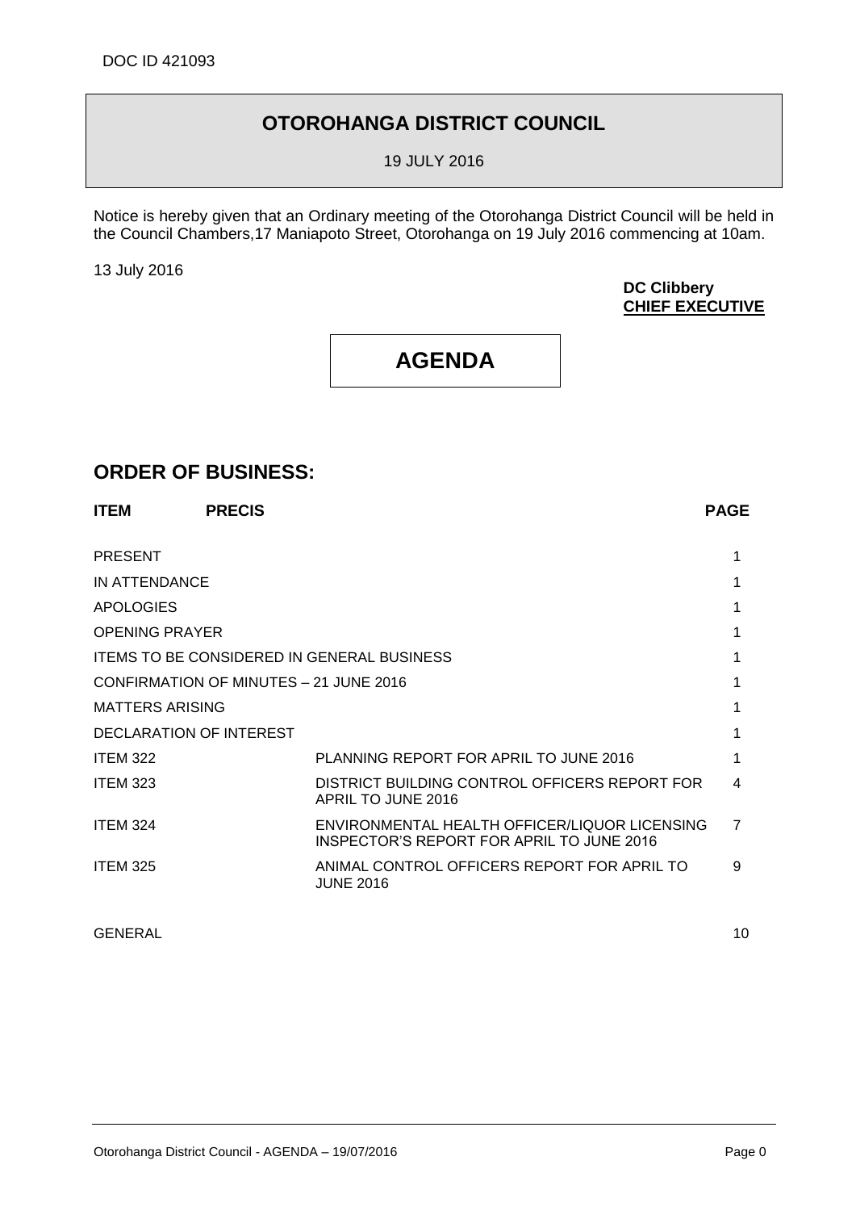DOC ID 421093

# OTOROHANGA DISTRICT COUNCIL

19 JULY 2016

Notice is hereby given that an Ordinary meeting of the Otorohanga District Council will be held in the Council Chambers,17 Maniapoto Street, Otorohanga on 19 July 2016 commencing at 10am.

13 July 2016

**DC Clibbery**
**CHIEF EXECUTIVE**

# AGENDA

## ORDER OF BUSINESS:

| ITEM | PRECIS | PAGE |
|---|---|---|
| PRESENT | | 1 |
| IN ATTENDANCE | | 1 |
| APOLOGIES | | 1 |
| OPENING PRAYER | | 1 |
| ITEMS TO BE CONSIDERED IN GENERAL BUSINESS | | 1 |
| CONFIRMATION OF MINUTES – 21 JUNE 2016 | | 1 |
| MATTERS ARISING | | 1 |
| DECLARATION OF INTEREST | | 1 |
| ITEM 322 | PLANNING REPORT FOR APRIL TO JUNE 2016 | 1 |
| ITEM 323 | DISTRICT BUILDING CONTROL OFFICERS REPORT FOR APRIL TO JUNE 2016 | 4 |
| ITEM 324 | ENVIRONMENTAL HEALTH OFFICER/LIQUOR LICENSING INSPECTOR'S REPORT FOR APRIL TO JUNE 2016 | 7 |
| ITEM 325 | ANIMAL CONTROL OFFICERS REPORT FOR APRIL TO JUNE 2016 | 9 |
| GENERAL | | 10 |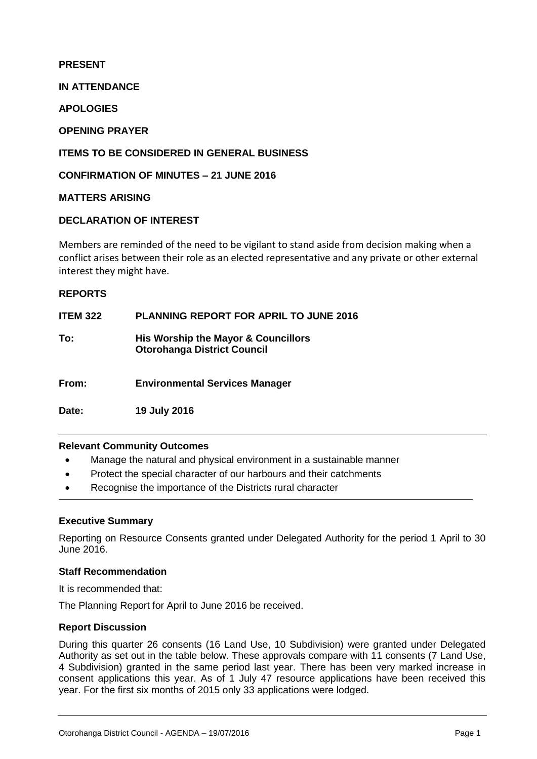**PRESENT**

**IN ATTENDANCE**

**APOLOGIES**

**OPENING PRAYER**

**ITEMS TO BE CONSIDERED IN GENERAL BUSINESS**

**CONFIRMATION OF MINUTES – 21 JUNE 2016**

**MATTERS ARISING**

**DECLARATION OF INTEREST**

Members are reminded of the need to be vigilant to stand aside from decision making when a conflict arises between their role as an elected representative and any private or other external interest they might have.

**REPORTS**

| | |
|---|---|
| **ITEM 322** | **PLANNING REPORT FOR APRIL TO JUNE 2016** |
| **To:** | **His Worship the Mayor & Councillors Otorohanga District Council** |
| **From:** | **Environmental Services Manager** |
| **Date:** | **19 July 2016** |

**Relevant Community Outcomes**

- Manage the natural and physical environment in a sustainable manner
- Protect the special character of our harbours and their catchments
- Recognise the importance of the Districts rural character

**Executive Summary**

Reporting on Resource Consents granted under Delegated Authority for the period 1 April to 30 June 2016.

**Staff Recommendation**

It is recommended that:

The Planning Report for April to June 2016 be received.

**Report Discussion**

During this quarter 26 consents (16 Land Use, 10 Subdivision) were granted under Delegated Authority as set out in the table below. These approvals compare with 11 consents (7 Land Use, 4 Subdivision) granted in the same period last year. There has been very marked increase in consent applications this year. As of 1 July 47 resource applications have been received this year. For the first six months of 2015 only 33 applications were lodged.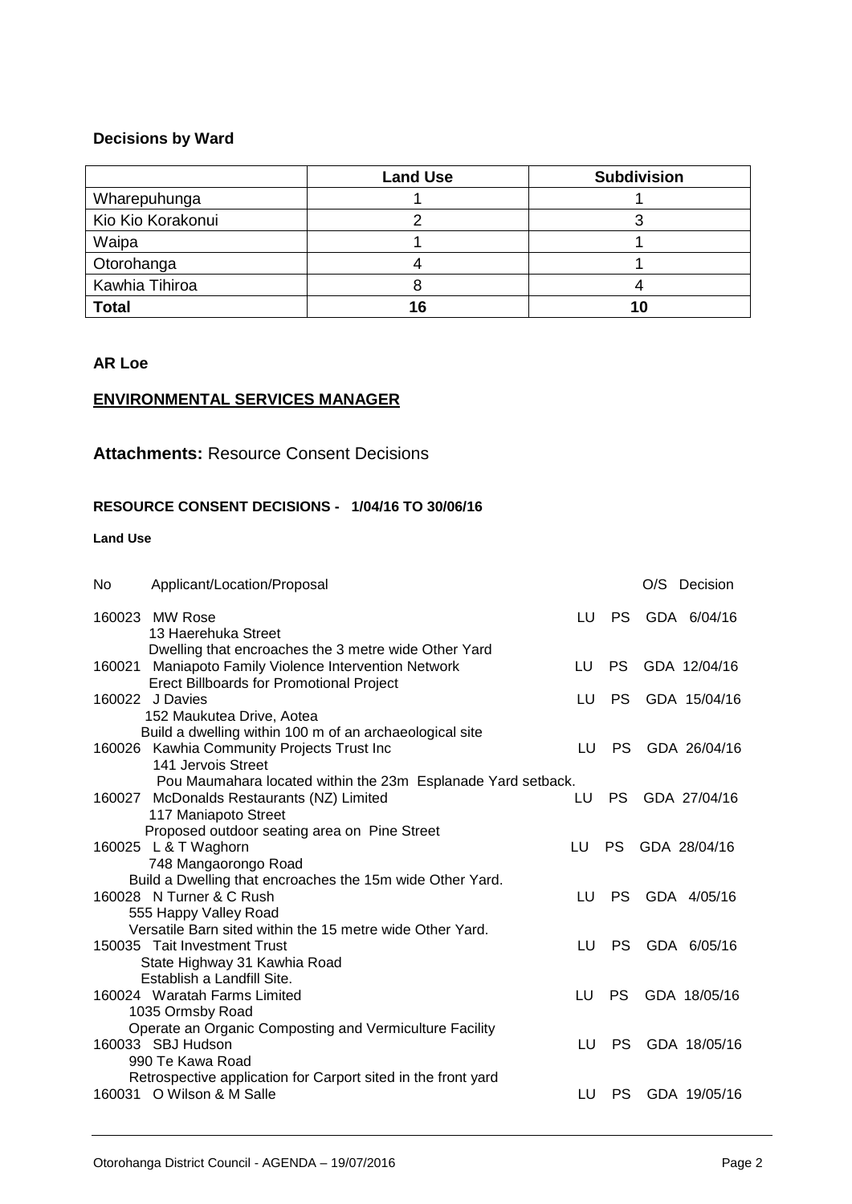**Decisions by Ward**

| | Land Use | Subdivision |
|---|---|---|
| Wharepuhunga | 1 | 1 |
| Kio Kio Korakonui | 2 | 3 |
| Waipa | 1 | 1 |
| Otorohanga | 4 | 1 |
| Kawhia Tihiroa | 8 | 4 |
| **Total** | **16** | **10** |

**AR Loe**

**ENVIRONMENTAL SERVICES MANAGER**

**Attachments:** Resource Consent Decisions

**RESOURCE CONSENT DECISIONS - 1/04/16 TO 30/06/16**

**Land Use**

| No | Applicant/Location/Proposal | | O/S | Decision |
|---|---|---|---|---|
| 160023 | MW Rose<br>13 Haerehuka Street<br>Dwelling that encroaches the 3 metre wide Other Yard | LU | PS | GDA 6/04/16 |
| 160021 | Maniapoto Family Violence Intervention Network<br>Erect Billboards for Promotional Project | LU | PS | GDA 12/04/16 |
| 160022 | J Davies<br>152 Maukutea Drive, Aotea<br>Build a dwelling within 100 m of an archaeological site | LU | PS | GDA 15/04/16 |
| 160026 | Kawhia Community Projects Trust Inc<br>141 Jervois Street<br>Pou Maumahara located within the 23m Esplanade Yard setback. | LU | PS | GDA 26/04/16 |
| 160027 | McDonalds Restaurants (NZ) Limited<br>117 Maniapoto Street<br>Proposed outdoor seating area on Pine Street | LU | PS | GDA 27/04/16 |
| 160025 | L & T Waghorn<br>748 Mangaorongo Road<br>Build a Dwelling that encroaches the 15m wide Other Yard. | LU | PS | GDA 28/04/16 |
| 160028 | N Turner & C Rush<br>555 Happy Valley Road<br>Versatile Barn sited within the 15 metre wide Other Yard. | LU | PS | GDA 4/05/16 |
| 150035 | Tait Investment Trust<br>State Highway 31 Kawhia Road<br>Establish a Landfill Site. | LU | PS | GDA 6/05/16 |
| 160024 | Waratah Farms Limited<br>1035 Ormsby Road<br>Operate an Organic Composting and Vermiculture Facility | LU | PS | GDA 18/05/16 |
| 160033 | SBJ Hudson<br>990 Te Kawa Road<br>Retrospective application for Carport sited in the front yard | LU | PS | GDA 18/05/16 |
| 160031 | O Wilson & M Salle | LU | PS | GDA 19/05/16 |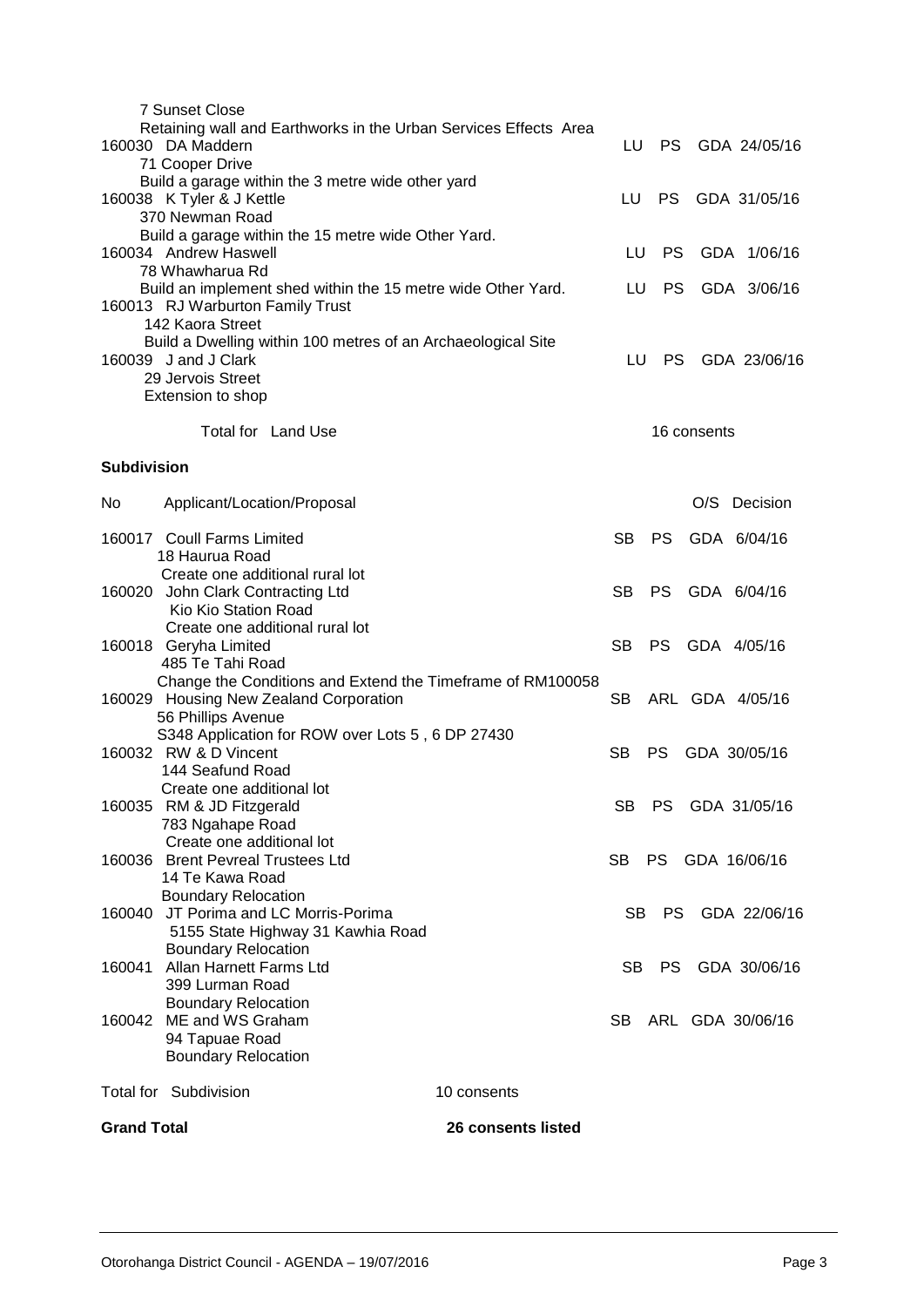| No | Applicant/Location/Proposal | | | O/S | Decision |
|---|---|---|---|---|---|
| | 7 Sunset Close<br>Retaining wall and Earthworks in the Urban Services Effects Area | | | | |
| 160030 | DA Maddern<br>71 Cooper Drive<br>Build a garage within the 3 metre wide other yard | LU | PS | GDA | 24/05/16 |
| 160038 | K Tyler & J Kettle<br>370 Newman Road<br>Build a garage within the 15 metre wide Other Yard. | LU | PS | GDA | 31/05/16 |
| 160034 | Andrew Haswell<br>78 Whawharua Rd<br>Build an implement shed within the 15 metre wide Other Yard. | LU | PS | GDA | 1/06/16 |
| | | LU | PS | GDA | 3/06/16 |
| 160013 | RJ Warburton Family Trust<br>142 Kaora Street<br>Build a Dwelling within 100 metres of an Archaeological Site | | | | |
| 160039 | J and J Clark<br>29 Jervois Street<br>Extension to shop | LU | PS | GDA | 23/06/16 |

Total for Land Use — 16 consents

**Subdivision**

| No | Applicant/Location/Proposal | | | O/S | Decision |
|---|---|---|---|---|---|
| 160017 | Coull Farms Limited<br>18 Haurua Road<br>Create one additional rural lot | SB | PS | GDA | 6/04/16 |
| 160020 | John Clark Contracting Ltd<br>Kio Kio Station Road<br>Create one additional rural lot | SB | PS | GDA | 6/04/16 |
| 160018 | Geryha Limited<br>485 Te Tahi Road<br>Change the Conditions and Extend the Timeframe of RM100058 | SB | PS | GDA | 4/05/16 |
| 160029 | Housing New Zealand Corporation<br>56 Phillips Avenue<br>S348 Application for ROW over Lots 5 , 6 DP 27430 | SB | ARL | GDA | 4/05/16 |
| 160032 | RW & D Vincent<br>144 Seafund Road<br>Create one additional lot | SB | PS | GDA | 30/05/16 |
| 160035 | RM & JD Fitzgerald<br>783 Ngahape Road<br>Create one additional lot | SB | PS | GDA | 31/05/16 |
| 160036 | Brent Pevreal Trustees Ltd<br>14 Te Kawa Road<br>Boundary Relocation | SB | PS | GDA | 16/06/16 |
| 160040 | JT Porima and LC Morris-Porima<br>5155 State Highway 31 Kawhia Road<br>Boundary Relocation | SB | PS | GDA | 22/06/16 |
| 160041 | Allan Harnett Farms Ltd<br>399 Lurman Road<br>Boundary Relocation | SB | PS | GDA | 30/06/16 |
| 160042 | ME and WS Graham<br>94 Tapuae Road<br>Boundary Relocation | SB | ARL | GDA | 30/06/16 |

Total for Subdivision — 10 consents

**Grand Total** — **26 consents listed**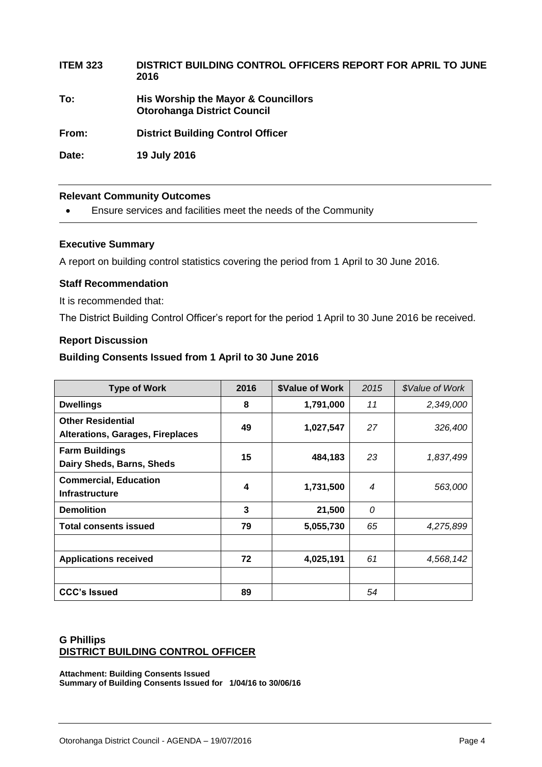**ITEM 323 DISTRICT BUILDING CONTROL OFFICERS REPORT FOR APRIL TO JUNE 2016**

**To: His Worship the Mayor & Councillors**
**Otorohanga District Council**

**From: District Building Control Officer**

**Date: 19 July 2016**

---

**Relevant Community Outcomes**

- Ensure services and facilities meet the needs of the Community

---

**Executive Summary**

A report on building control statistics covering the period from 1 April to 30 June 2016.

**Staff Recommendation**

It is recommended that:

The District Building Control Officer's report for the period 1 April to 30 June 2016 be received.

**Report Discussion**

**Building Consents Issued from 1 April to 30 June 2016**

| Type of Work | 2016 | $Value of Work | *2015* | *$Value of Work* |
|---|---|---|---|---|
| **Dwellings** | **8** | **1,791,000** | *11* | *2,349,000* |
| **Other Residential Alterations, Garages, Fireplaces** | **49** | **1,027,547** | *27* | *326,400* |
| **Farm Buildings Dairy Sheds, Barns, Sheds** | **15** | **484,183** | *23* | *1,837,499* |
| **Commercial, Education Infrastructure** | **4** | **1,731,500** | *4* | *563,000* |
| **Demolition** | **3** | **21,500** | *0* | |
| **Total consents issued** | **79** | **5,055,730** | *65* | *4,275,899* |
| | | | | |
| **Applications received** | **72** | **4,025,191** | *61* | *4,568,142* |
| | | | | |
| **CCC's Issued** | **89** | | *54* | |

**G Phillips**
**DISTRICT BUILDING CONTROL OFFICER**

**Attachment: Building Consents Issued**
**Summary of Building Consents Issued for 1/04/16 to 30/06/16**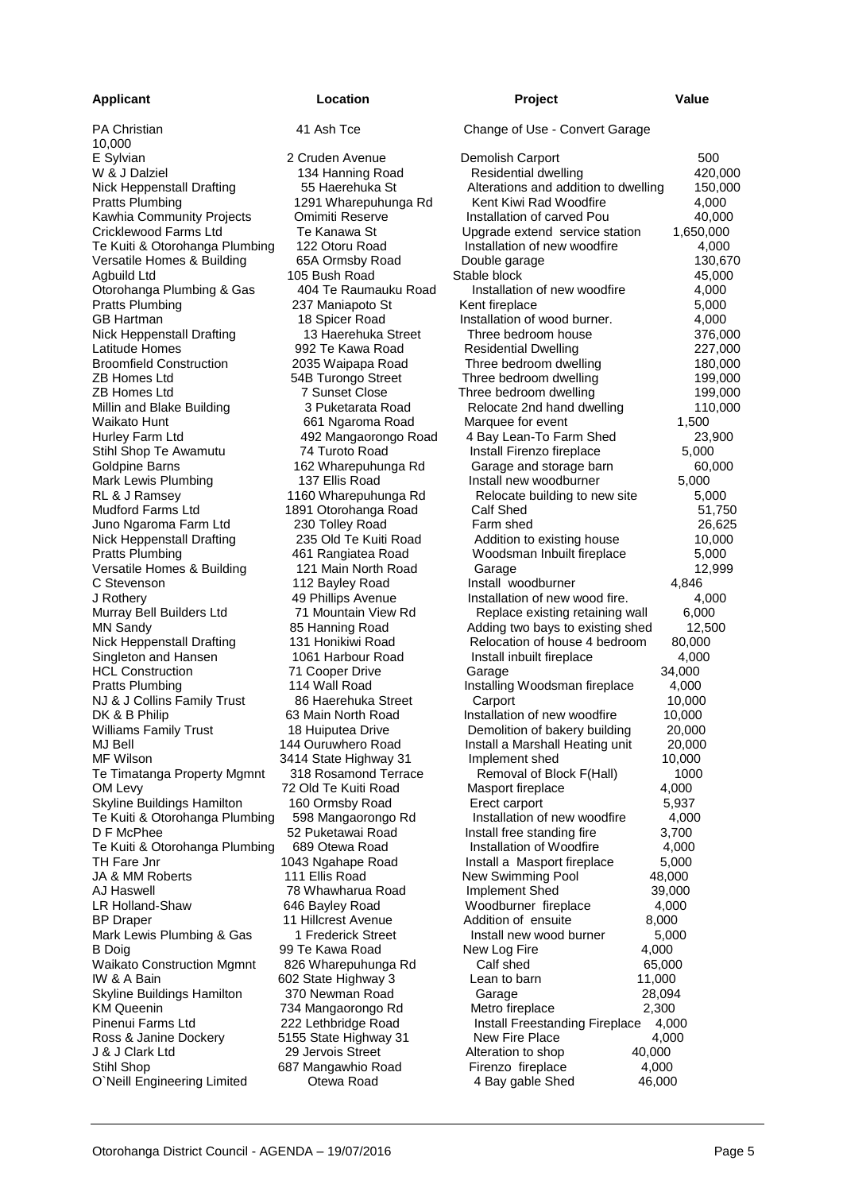| Applicant | Location | Project | Value |
|---|---|---|---|
| PA Christian | 41 Ash Tce | Change of Use - Convert Garage | 10,000 |
| E Sylvian | 2 Cruden Avenue | Demolish Carport | 500 |
| W & J Dalziel | 134 Hanning Road | Residential dwelling | 420,000 |
| Nick Heppenstall Drafting | 55 Haerehuka St | Alterations and addition to dwelling | 150,000 |
| Pratts Plumbing | 1291 Wharepuhunga Rd | Kent Kiwi Rad Woodfire | 4,000 |
| Kawhia Community Projects | Omimiti Reserve | Installation of carved Pou | 40,000 |
| Cricklewood Farms Ltd | Te Kanawa St | Upgrade extend service station | 1,650,000 |
| Te Kuiti & Otorohanga Plumbing | 122 Otoru Road | Installation of new woodfire | 4,000 |
| Versatile Homes & Building | 65A Ormsby Road | Double garage | 130,670 |
| Agbuild Ltd | 105 Bush Road | Stable block | 45,000 |
| Otorohanga Plumbing & Gas | 404 Te Raumauku Road | Installation of new woodfire | 4,000 |
| Pratts Plumbing | 237 Maniapoto St | Kent fireplace | 5,000 |
| GB Hartman | 18 Spicer Road | Installation of wood burner. | 4,000 |
| Nick Heppenstall Drafting | 13 Haerehuka Street | Three bedroom house | 376,000 |
| Latitude Homes | 992 Te Kawa Road | Residential Dwelling | 227,000 |
| Broomfield Construction | 2035 Waipapa Road | Three bedroom dwelling | 180,000 |
| ZB Homes Ltd | 54B Turongo Street | Three bedroom dwelling | 199,000 |
| ZB Homes Ltd | 7 Sunset Close | Three bedroom dwelling | 199,000 |
| Millin and Blake Building | 3 Puketarata Road | Relocate 2nd hand dwelling | 110,000 |
| Waikato Hunt | 661 Ngaroma Road | Marquee for event | 1,500 |
| Hurley Farm Ltd | 492 Mangaorongo Road | 4 Bay Lean-To Farm Shed | 23,900 |
| Stihl Shop Te Awamutu | 74 Turoto Road | Install Firenzo fireplace | 5,000 |
| Goldpine Barns | 162 Wharepuhunga Rd | Garage and storage barn | 60,000 |
| Mark Lewis Plumbing | 137 Ellis Road | Install new woodburner | 5,000 |
| RL & J Ramsey | 1160 Wharepuhunga Rd | Relocate building to new site | 5,000 |
| Mudford Farms Ltd | 1891 Otorohanga Road | Calf Shed | 51,750 |
| Juno Ngaroma Farm Ltd | 230 Tolley Road | Farm shed | 26,625 |
| Nick Heppenstall Drafting | 235 Old Te Kuiti Road | Addition to existing house | 10,000 |
| Pratts Plumbing | 461 Rangiatea Road | Woodsman Inbuilt fireplace | 5,000 |
| Versatile Homes & Building | 121 Main North Road | Garage | 12,999 |
| C Stevenson | 112 Bayley Road | Install woodburner | 4,846 |
| J Rothery | 49 Phillips Avenue | Installation of new wood fire. | 4,000 |
| Murray Bell Builders Ltd | 71 Mountain View Rd | Replace existing retaining wall | 6,000 |
| MN Sandy | 85 Hanning Road | Adding two bays to existing shed | 12,500 |
| Nick Heppenstall Drafting | 131 Honikiwi Road | Relocation of house 4 bedroom | 80,000 |
| Singleton and Hansen | 1061 Harbour Road | Install inbuilt fireplace | 4,000 |
| HCL Construction | 71 Cooper Drive | Garage | 34,000 |
| Pratts Plumbing | 114 Wall Road | Installing Woodsman fireplace | 4,000 |
| NJ & J Collins Family Trust | 86 Haerehuka Street | Carport | 10,000 |
| DK & B Philip | 63 Main North Road | Installation of new woodfire | 10,000 |
| Williams Family Trust | 18 Huiputea Drive | Demolition of bakery building | 20,000 |
| MJ Bell | 144 Ouruwhero Road | Install a Marshall Heating unit | 20,000 |
| MF Wilson | 3414 State Highway 31 | Implement shed | 10,000 |
| Te Timatanga Property Mgmnt | 318 Rosamond Terrace | Removal of Block F(Hall) | 1000 |
| OM Levy | 72 Old Te Kuiti Road | Masport fireplace | 4,000 |
| Skyline Buildings Hamilton | 160 Ormsby Road | Erect carport | 5,937 |
| Te Kuiti & Otorohanga Plumbing | 598 Mangaorongo Rd | Installation of new woodfire | 4,000 |
| D F McPhee | 52 Puketawai Road | Install free standing fire | 3,700 |
| Te Kuiti & Otorohanga Plumbing | 689 Otewa Road | Installation of Woodfire | 4,000 |
| TH Fare Jnr | 1043 Ngahape Road | Install a Masport fireplace | 5,000 |
| JA & MM Roberts | 111 Ellis Road | New Swimming Pool | 48,000 |
| AJ Haswell | 78 Whawharua Road | Implement Shed | 39,000 |
| LR Holland-Shaw | 646 Bayley Road | Woodburner fireplace | 4,000 |
| BP Draper | 11 Hillcrest Avenue | Addition of ensuite | 8,000 |
| Mark Lewis Plumbing & Gas | 1 Frederick Street | Install new wood burner | 5,000 |
| B Doig | 99 Te Kawa Road | New Log Fire | 4,000 |
| Waikato Construction Mgmnt | 826 Wharepuhunga Rd | Calf shed | 65,000 |
| IW & A Bain | 602 State Highway 3 | Lean to barn | 11,000 |
| Skyline Buildings Hamilton | 370 Newman Road | Garage | 28,094 |
| KM Queenin | 734 Mangaorongo Rd | Metro fireplace | 2,300 |
| Pinenui Farms Ltd | 222 Lethbridge Road | Install Freestanding Fireplace | 4,000 |
| Ross & Janine Dockery | 5155 State Highway 31 | New Fire Place | 4,000 |
| J & J Clark Ltd | 29 Jervois Street | Alteration to shop | 40,000 |
| Stihl Shop | 687 Mangawhio Road | Firenzo fireplace | 4,000 |
| O`Neill Engineering Limited | Otewa Road | 4 Bay gable Shed | 46,000 |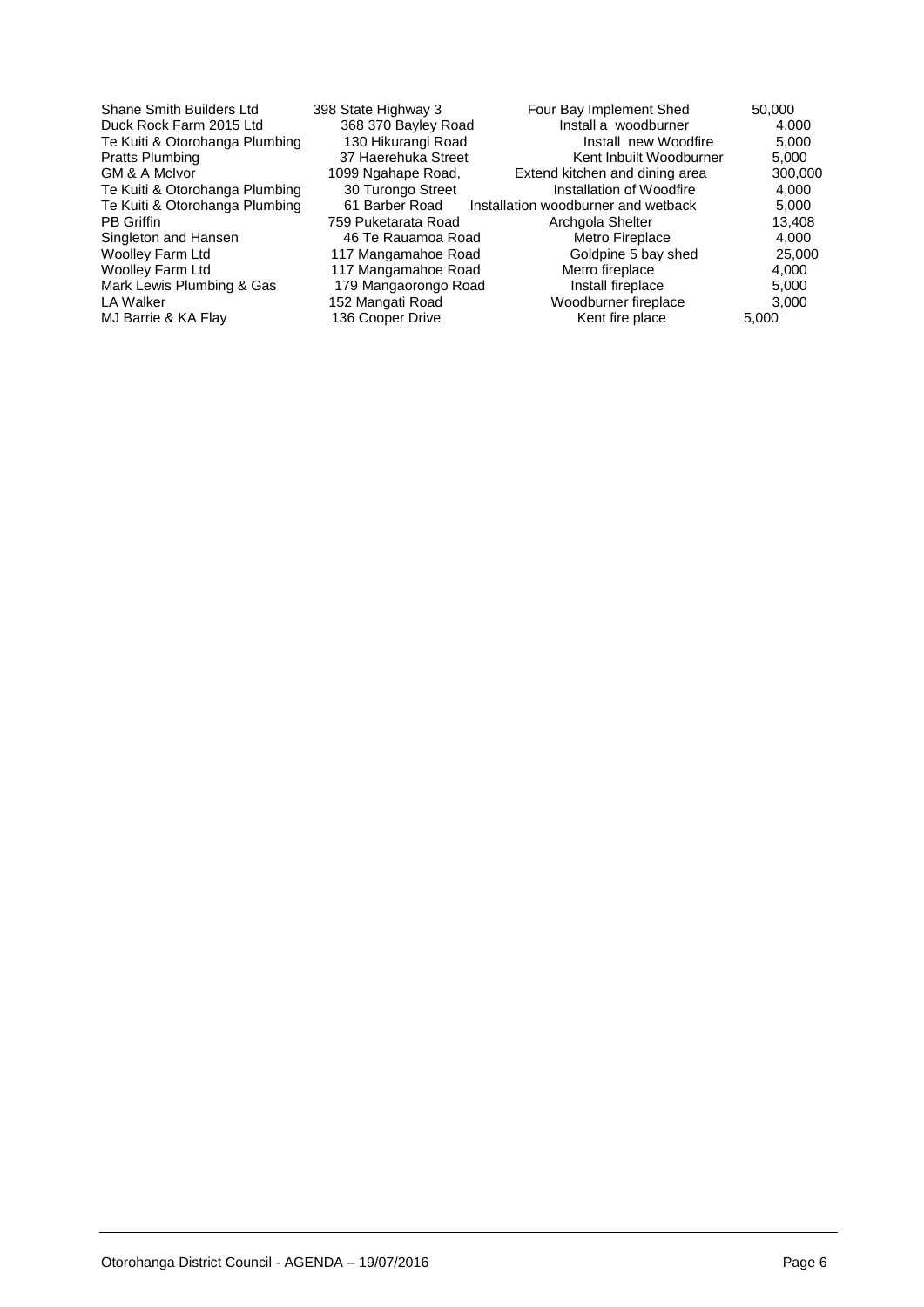| | | | |
|---|---|---|---|
| Shane Smith Builders Ltd | 398 State Highway 3 | Four Bay Implement Shed | 50,000 |
| Duck Rock Farm 2015 Ltd | 368 370 Bayley Road | Install a woodburner | 4,000 |
| Te Kuiti & Otorohanga Plumbing | 130 Hikurangi Road | Install new Woodfire | 5,000 |
| Pratts Plumbing | 37 Haerehuka Street | Kent Inbuilt Woodburner | 5,000 |
| GM & A McIvor | 1099 Ngahape Road, | Extend kitchen and dining area | 300,000 |
| Te Kuiti & Otorohanga Plumbing | 30 Turongo Street | Installation of Woodfire | 4,000 |
| Te Kuiti & Otorohanga Plumbing | 61 Barber Road | Installation woodburner and wetback | 5,000 |
| PB Griffin | 759 Puketarata Road | Archgola Shelter | 13,408 |
| Singleton and Hansen | 46 Te Rauamoa Road | Metro Fireplace | 4,000 |
| Woolley Farm Ltd | 117 Mangamahoe Road | Goldpine 5 bay shed | 25,000 |
| Woolley Farm Ltd | 117 Mangamahoe Road | Metro fireplace | 4,000 |
| Mark Lewis Plumbing & Gas | 179 Mangaorongo Road | Install fireplace | 5,000 |
| LA Walker | 152 Mangati Road | Woodburner fireplace | 3,000 |
| MJ Barrie & KA Flay | 136 Cooper Drive | Kent fire place | 5,000 |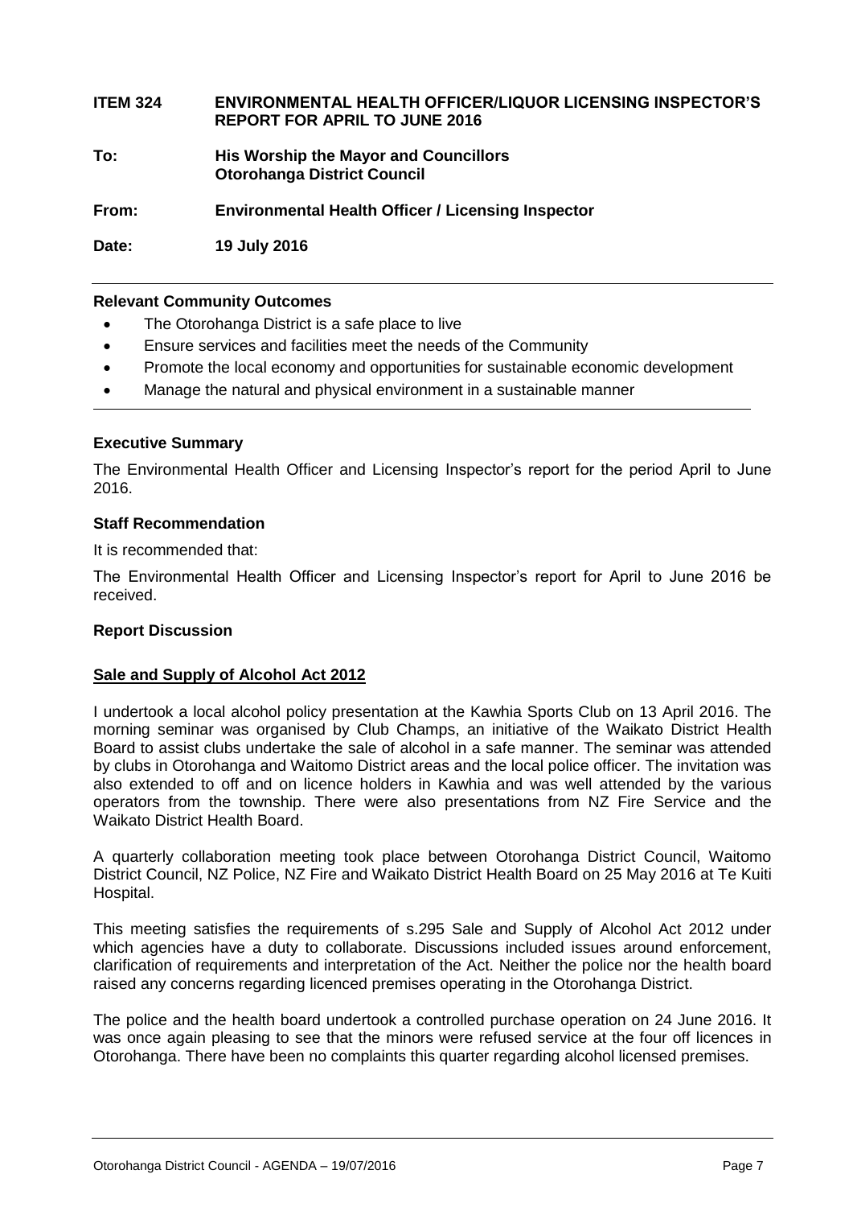**ITEM 324 ENVIRONMENTAL HEALTH OFFICER/LIQUOR LICENSING INSPECTOR'S REPORT FOR APRIL TO JUNE 2016**

**To:** **His Worship the Mayor and Councillors**
**Otorohanga District Council**

**From:** **Environmental Health Officer / Licensing Inspector**

**Date:** **19 July 2016**

---

**Relevant Community Outcomes**

- The Otorohanga District is a safe place to live
- Ensure services and facilities meet the needs of the Community
- Promote the local economy and opportunities for sustainable economic development
- Manage the natural and physical environment in a sustainable manner

---

**Executive Summary**

The Environmental Health Officer and Licensing Inspector's report for the period April to June 2016.

**Staff Recommendation**

It is recommended that:

The Environmental Health Officer and Licensing Inspector's report for April to June 2016 be received.

**Report Discussion**

**Sale and Supply of Alcohol Act 2012**

I undertook a local alcohol policy presentation at the Kawhia Sports Club on 13 April 2016. The morning seminar was organised by Club Champs, an initiative of the Waikato District Health Board to assist clubs undertake the sale of alcohol in a safe manner. The seminar was attended by clubs in Otorohanga and Waitomo District areas and the local police officer. The invitation was also extended to off and on licence holders in Kawhia and was well attended by the various operators from the township. There were also presentations from NZ Fire Service and the Waikato District Health Board.

A quarterly collaboration meeting took place between Otorohanga District Council, Waitomo District Council, NZ Police, NZ Fire and Waikato District Health Board on 25 May 2016 at Te Kuiti Hospital.

This meeting satisfies the requirements of s.295 Sale and Supply of Alcohol Act 2012 under which agencies have a duty to collaborate. Discussions included issues around enforcement, clarification of requirements and interpretation of the Act. Neither the police nor the health board raised any concerns regarding licenced premises operating in the Otorohanga District.

The police and the health board undertook a controlled purchase operation on 24 June 2016. It was once again pleasing to see that the minors were refused service at the four off licences in Otorohanga. There have been no complaints this quarter regarding alcohol licensed premises.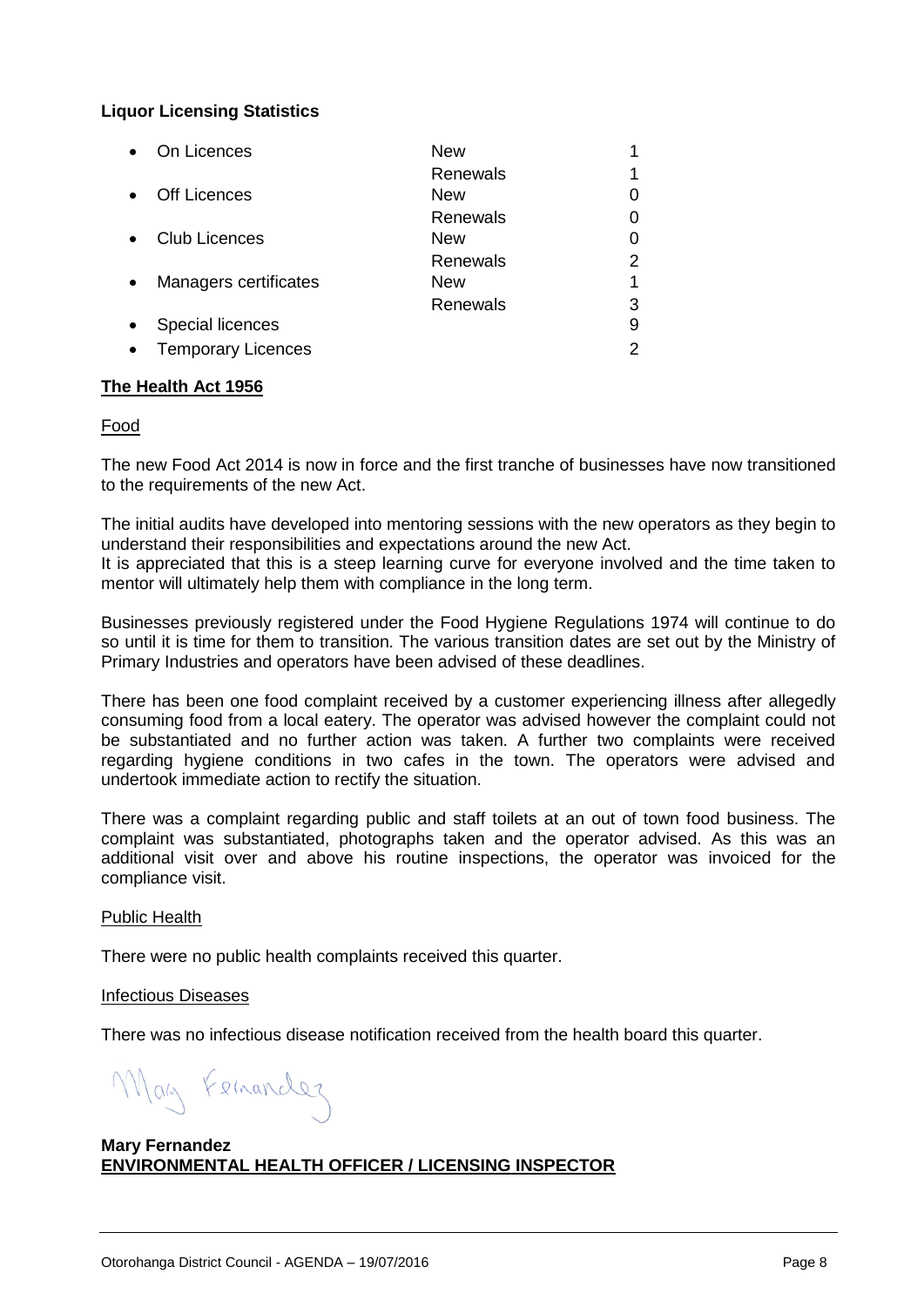**Liquor Licensing Statistics**

| | | |
|---|---|---|
| • On Licences | New | 1 |
| | Renewals | 1 |
| • Off Licences | New | 0 |
| | Renewals | 0 |
| • Club Licences | New | 0 |
| | Renewals | 2 |
| • Managers certificates | New | 1 |
| | Renewals | 3 |
| • Special licences | | 9 |
| • Temporary Licences | | 2 |

**The Health Act 1956**

Food

The new Food Act 2014 is now in force and the first tranche of businesses have now transitioned to the requirements of the new Act.

The initial audits have developed into mentoring sessions with the new operators as they begin to understand their responsibilities and expectations around the new Act.
It is appreciated that this is a steep learning curve for everyone involved and the time taken to mentor will ultimately help them with compliance in the long term.

Businesses previously registered under the Food Hygiene Regulations 1974 will continue to do so until it is time for them to transition. The various transition dates are set out by the Ministry of Primary Industries and operators have been advised of these deadlines.

There has been one food complaint received by a customer experiencing illness after allegedly consuming food from a local eatery. The operator was advised however the complaint could not be substantiated and no further action was taken. A further two complaints were received regarding hygiene conditions in two cafes in the town. The operators were advised and undertook immediate action to rectify the situation.

There was a complaint regarding public and staff toilets at an out of town food business. The complaint was substantiated, photographs taken and the operator advised. As this was an additional visit over and above his routine inspections, the operator was invoiced for the compliance visit.

Public Health

There were no public health complaints received this quarter.

Infectious Diseases

There was no infectious disease notification received from the health board this quarter.

Mary Fernandez

**Mary Fernandez**
**ENVIRONMENTAL HEALTH OFFICER / LICENSING INSPECTOR**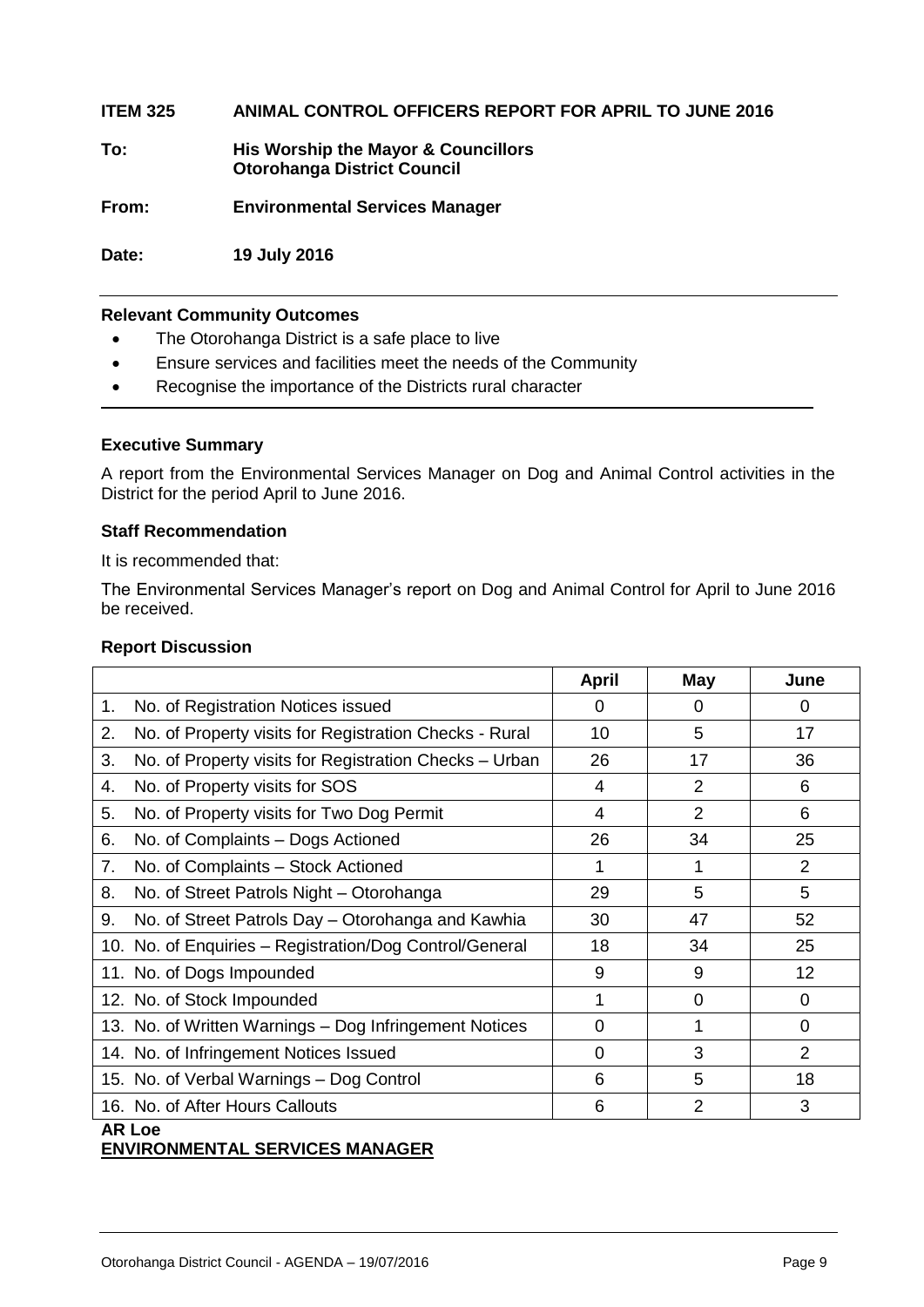**ITEM 325 ANIMAL CONTROL OFFICERS REPORT FOR APRIL TO JUNE 2016**

**To:** **His Worship the Mayor & Councillors**
**Otorohanga District Council**

**From:** **Environmental Services Manager**

**Date:** **19 July 2016**

---

**Relevant Community Outcomes**

- The Otorohanga District is a safe place to live
- Ensure services and facilities meet the needs of the Community
- Recognise the importance of the Districts rural character

---

**Executive Summary**

A report from the Environmental Services Manager on Dog and Animal Control activities in the District for the period April to June 2016.

**Staff Recommendation**

It is recommended that:

The Environmental Services Manager's report on Dog and Animal Control for April to June 2016 be received.

**Report Discussion**

| | April | May | June |
|---|---|---|---|
| 1. No. of Registration Notices issued | 0 | 0 | 0 |
| 2. No. of Property visits for Registration Checks - Rural | 10 | 5 | 17 |
| 3. No. of Property visits for Registration Checks – Urban | 26 | 17 | 36 |
| 4. No. of Property visits for SOS | 4 | 2 | 6 |
| 5. No. of Property visits for Two Dog Permit | 4 | 2 | 6 |
| 6. No. of Complaints – Dogs Actioned | 26 | 34 | 25 |
| 7. No. of Complaints – Stock Actioned | 1 | 1 | 2 |
| 8. No. of Street Patrols Night – Otorohanga | 29 | 5 | 5 |
| 9. No. of Street Patrols Day – Otorohanga and Kawhia | 30 | 47 | 52 |
| 10. No. of Enquiries – Registration/Dog Control/General | 18 | 34 | 25 |
| 11. No. of Dogs Impounded | 9 | 9 | 12 |
| 12. No. of Stock Impounded | 1 | 0 | 0 |
| 13. No. of Written Warnings – Dog Infringement Notices | 0 | 1 | 0 |
| 14. No. of Infringement Notices Issued | 0 | 3 | 2 |
| 15. No. of Verbal Warnings – Dog Control | 6 | 5 | 18 |
| 16. No. of After Hours Callouts | 6 | 2 | 3 |

**AR Loe**
**ENVIRONMENTAL SERVICES MANAGER**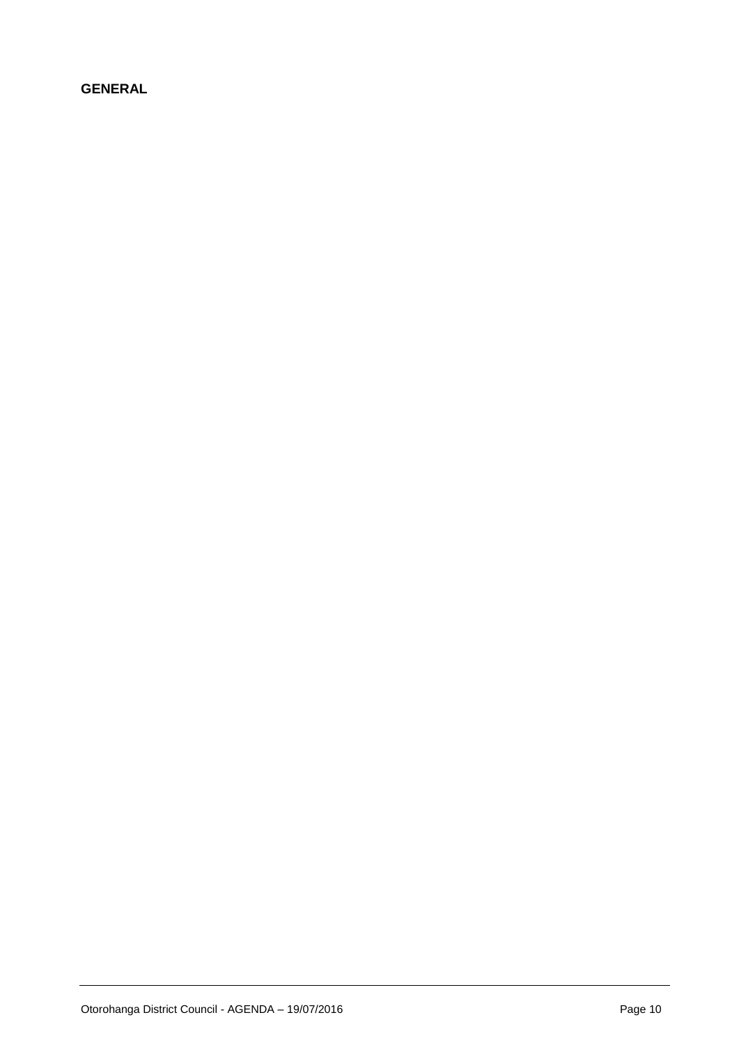**GENERAL**